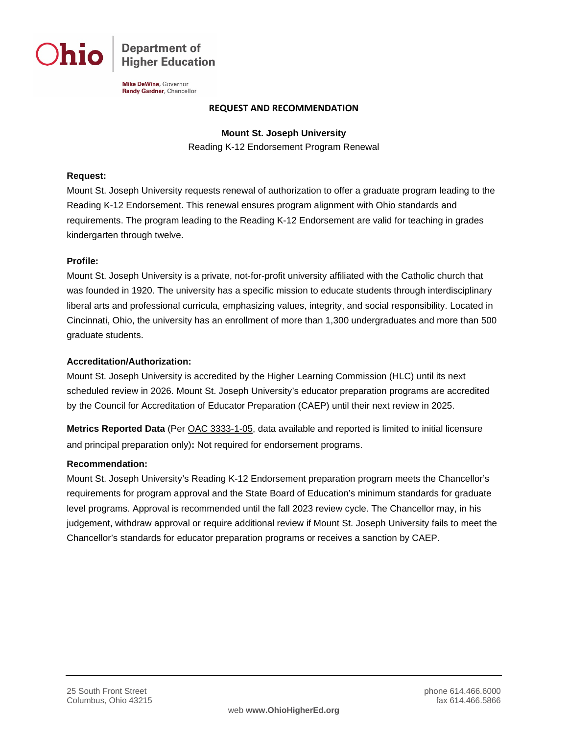Ohio | Department of Higher Education

**Mike DeWine**, Governor
**Randy Gardner**, Chancellor

# REQUEST AND RECOMMENDATION

**Mount St. Joseph University**
Reading K-12 Endorsement Program Renewal

**Request:**
Mount St. Joseph University requests renewal of authorization to offer a graduate program leading to the Reading K-12 Endorsement. This renewal ensures program alignment with Ohio standards and requirements. The program leading to the Reading K-12 Endorsement are valid for teaching in grades kindergarten through twelve.

**Profile:**
Mount St. Joseph University is a private, not-for-profit university affiliated with the Catholic church that was founded in 1920. The university has a specific mission to educate students through interdisciplinary liberal arts and professional curricula, emphasizing values, integrity, and social responsibility. Located in Cincinnati, Ohio, the university has an enrollment of more than 1,300 undergraduates and more than 500 graduate students.

**Accreditation/Authorization:**
Mount St. Joseph University is accredited by the Higher Learning Commission (HLC) until its next scheduled review in 2026. Mount St. Joseph University's educator preparation programs are accredited by the Council for Accreditation of Educator Preparation (CAEP) until their next review in 2025.

**Metrics Reported Data** (Per OAC 3333-1-05, data available and reported is limited to initial licensure and principal preparation only)**:** Not required for endorsement programs.

**Recommendation:**
Mount St. Joseph University's Reading K-12 Endorsement preparation program meets the Chancellor's requirements for program approval and the State Board of Education's minimum standards for graduate level programs. Approval is recommended until the fall 2023 review cycle. The Chancellor may, in his judgement, withdraw approval or require additional review if Mount St. Joseph University fails to meet the Chancellor's standards for educator preparation programs or receives a sanction by CAEP.

25 South Front Street
Columbus, Ohio 43215

phone 614.466.6000
fax 614.466.5866

web **www.OhioHigherEd.org**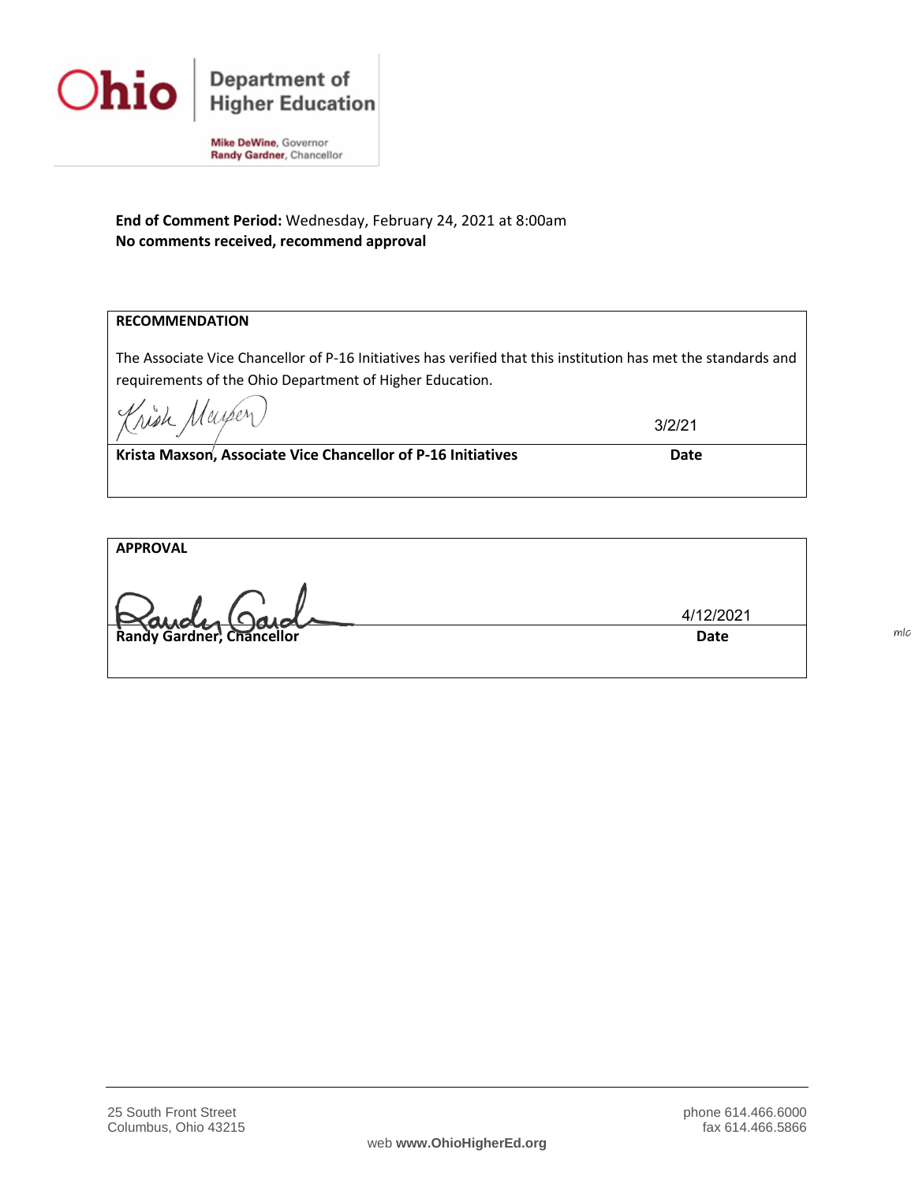**Ohio** | Department of Higher Education

**Mike DeWine**, Governor
**Randy Gardner**, Chancellor

**End of Comment Period:** Wednesday, February 24, 2021 at 8:00am
**No comments received, recommend approval**

**RECOMMENDATION**

The Associate Vice Chancellor of P-16 Initiatives has verified that this institution has met the standards and requirements of the Ohio Department of Higher Education.

| | |
|---|---|
| *Krista Maxson* | 3/2/21 |
| **Krista Maxson, Associate Vice Chancellor of P-16 Initiatives** | **Date** |

**APPROVAL**

| | |
|---|---|
| *Randy Gardner* | 4/12/2021 |
| **Randy Gardner, Chancellor** | **Date** |

*mlc*

25 South Front Street
Columbus, Ohio 43215

phone 614.466.6000
fax 614.466.5866

web **www.OhioHigherEd.org**